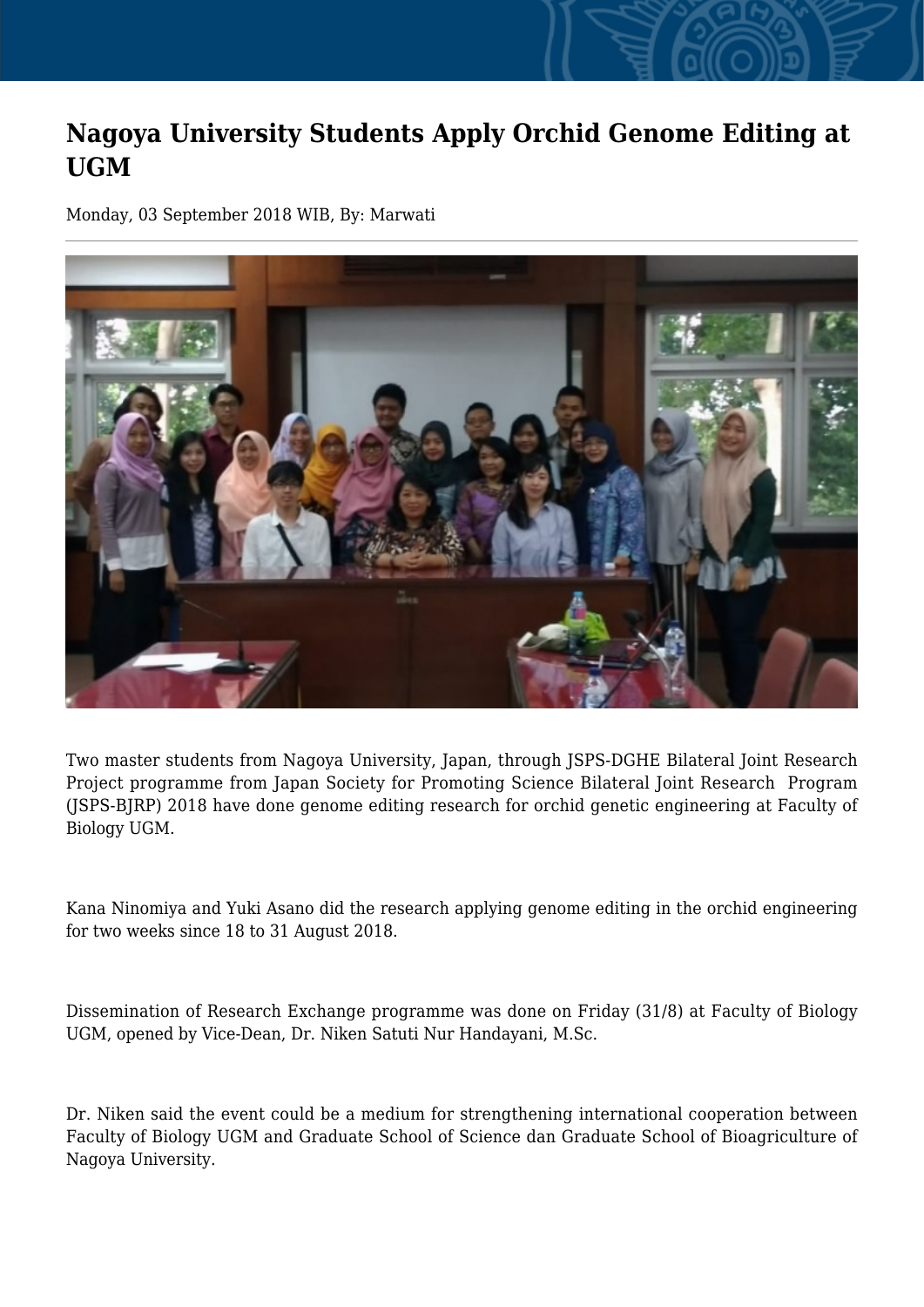# Nagoya University Students Apply Orchid Genome Editing at UGM

Monday, 03 September 2018 WIB, By: Marwati

---

Two master students from Nagoya University, Japan, through JSPS-DGHE Bilateral Joint Research Project programme from Japan Society for Promoting Science Bilateral Joint Research Program (JSPS-BJRP) 2018 have done genome editing research for orchid genetic engineering at Faculty of Biology UGM.

Kana Ninomiya and Yuki Asano did the research applying genome editing in the orchid engineering for two weeks since 18 to 31 August 2018.

Dissemination of Research Exchange programme was done on Friday (31/8) at Faculty of Biology UGM, opened by Vice-Dean, Dr. Niken Satuti Nur Handayani, M.Sc.

Dr. Niken said the event could be a medium for strengthening international cooperation between Faculty of Biology UGM and Graduate School of Science dan Graduate School of Bioagriculture of Nagoya University.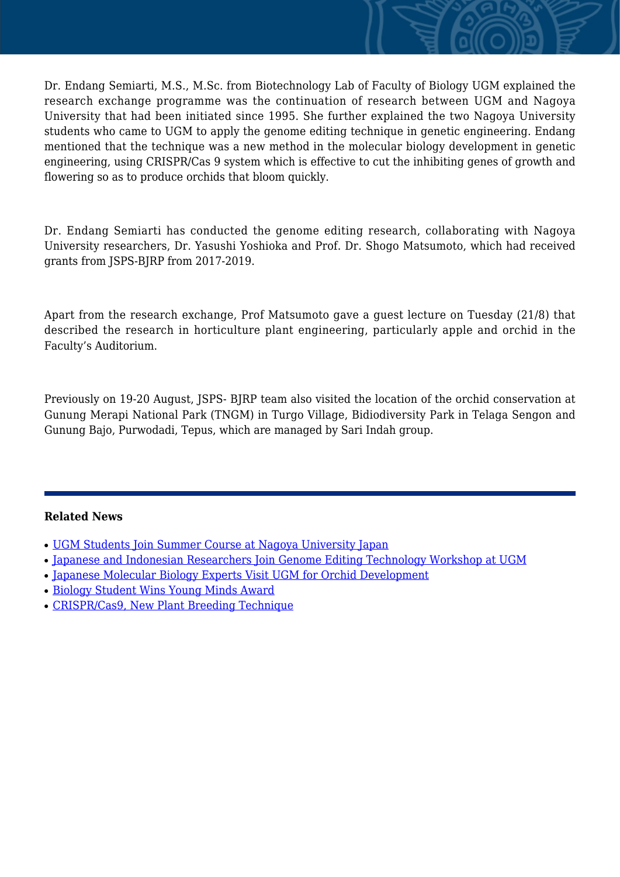Dr. Endang Semiarti, M.S., M.Sc. from Biotechnology Lab of Faculty of Biology UGM explained the research exchange programme was the continuation of research between UGM and Nagoya University that had been initiated since 1995. She further explained the two Nagoya University students who came to UGM to apply the genome editing technique in genetic engineering. Endang mentioned that the technique was a new method in the molecular biology development in genetic engineering, using CRISPR/Cas 9 system which is effective to cut the inhibiting genes of growth and flowering so as to produce orchids that bloom quickly.

Dr. Endang Semiarti has conducted the genome editing research, collaborating with Nagoya University researchers, Dr. Yasushi Yoshioka and Prof. Dr. Shogo Matsumoto, which had received grants from JSPS-BJRP from 2017-2019.

Apart from the research exchange, Prof Matsumoto gave a guest lecture on Tuesday (21/8) that described the research in horticulture plant engineering, particularly apple and orchid in the Faculty's Auditorium.

Previously on 19-20 August, JSPS- BJRP team also visited the location of the orchid conservation at Gunung Merapi National Park (TNGM) in Turgo Village, Bidiodiversity Park in Telaga Sengon and Gunung Bajo, Purwodadi, Tepus, which are managed by Sari Indah group.

---

**Related News**

- UGM Students Join Summer Course at Nagoya University Japan
- Japanese and Indonesian Researchers Join Genome Editing Technology Workshop at UGM
- Japanese Molecular Biology Experts Visit UGM for Orchid Development
- Biology Student Wins Young Minds Award
- CRISPR/Cas9, New Plant Breeding Technique